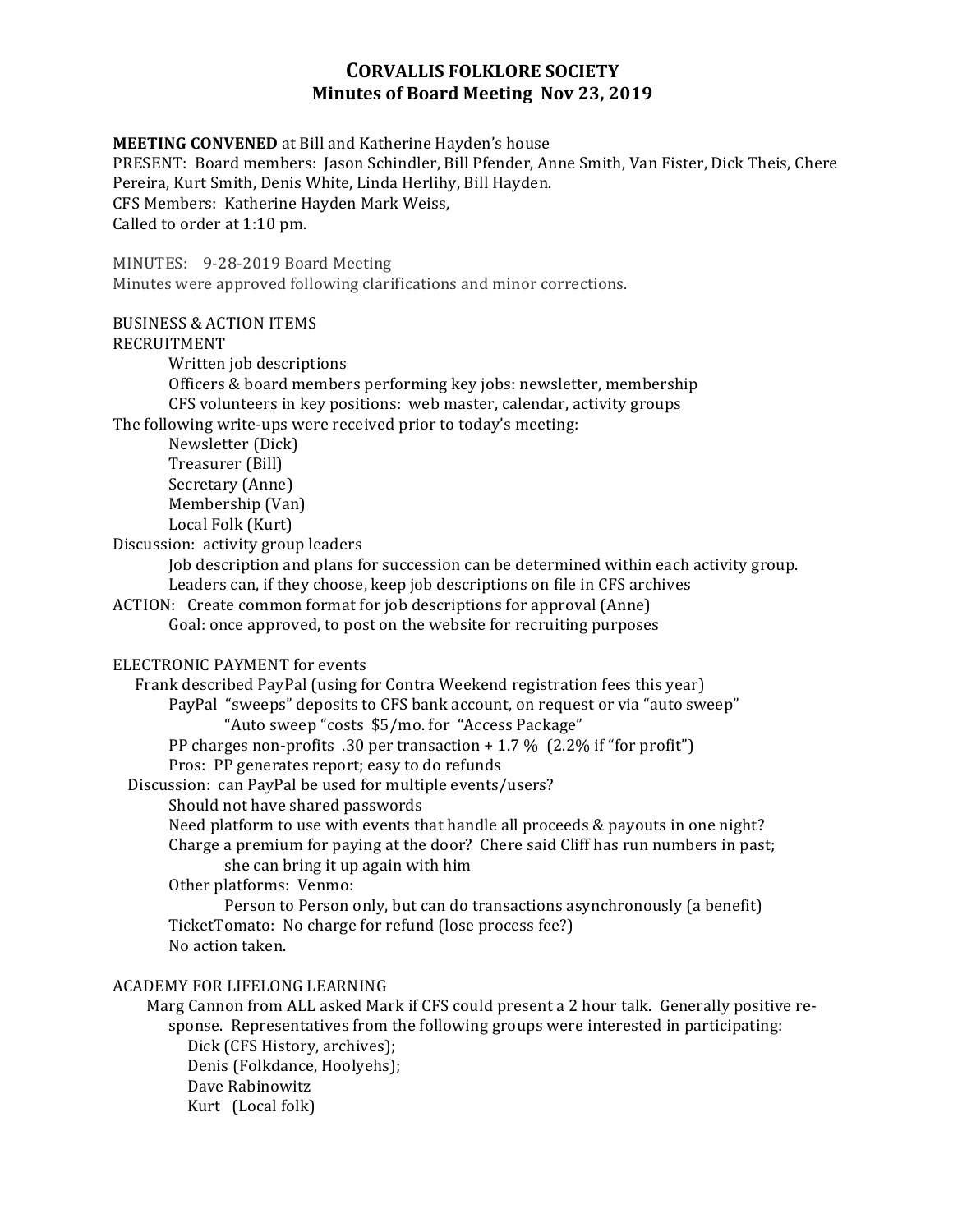# CORVALLIS FOLKLORE SOCIETY
## Minutes of Board Meeting Nov 23, 2019

**MEETING CONVENED** at Bill and Katherine Hayden's house

PRESENT: Board members: Jason Schindler, Bill Pfender, Anne Smith, Van Fister, Dick Theis, Chere Pereira, Kurt Smith, Denis White, Linda Herlihy, Bill Hayden.

CFS Members: Katherine Hayden Mark Weiss,

Called to order at 1:10 pm.

MINUTES: 9-28-2019 Board Meeting

Minutes were approved following clarifications and minor corrections.

BUSINESS & ACTION ITEMS

RECRUITMENT

- Written job descriptions
- Officers & board members performing key jobs: newsletter, membership
- CFS volunteers in key positions: web master, calendar, activity groups

The following write-ups were received prior to today's meeting:

- Newsletter (Dick)
- Treasurer (Bill)
- Secretary (Anne)
- Membership (Van)
- Local Folk (Kurt)

Discussion: activity group leaders

- Job description and plans for succession can be determined within each activity group.
- Leaders can, if they choose, keep job descriptions on file in CFS archives

ACTION: Create common format for job descriptions for approval (Anne)

- Goal: once approved, to post on the website for recruiting purposes

ELECTRONIC PAYMENT for events

Frank described PayPal (using for Contra Weekend registration fees this year)

- PayPal "sweeps" deposits to CFS bank account, on request or via "auto sweep"
  - "Auto sweep "costs $5/mo. for "Access Package"
- PP charges non-profits .30 per transaction + 1.7 % (2.2% if "for profit")
- Pros: PP generates report; easy to do refunds

Discussion: can PayPal be used for multiple events/users?

- Should not have shared passwords
- Need platform to use with events that handle all proceeds & payouts in one night?
- Charge a premium for paying at the door? Chere said Cliff has run numbers in past; she can bring it up again with him
- Other platforms: Venmo:
  - Person to Person only, but can do transactions asynchronously (a benefit)
- TicketTomato: No charge for refund (lose process fee?)
- No action taken.

ACADEMY FOR LIFELONG LEARNING

Marg Cannon from ALL asked Mark if CFS could present a 2 hour talk. Generally positive response. Representatives from the following groups were interested in participating:

- Dick (CFS History, archives);
- Denis (Folkdance, Hoolyehs);
- Dave Rabinowitz
- Kurt (Local folk)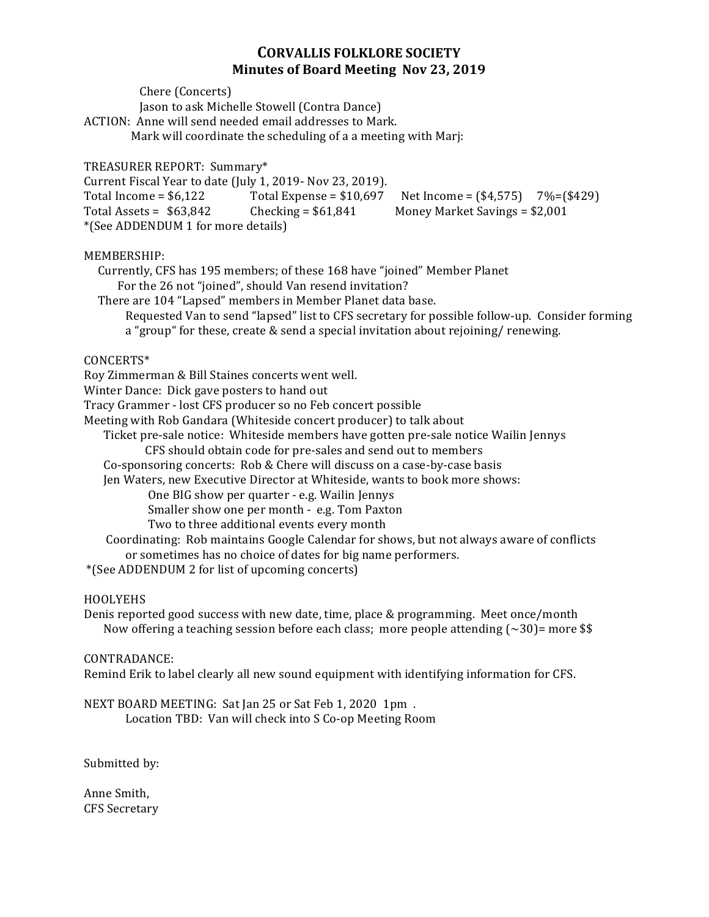# CORVALLIS FOLKLORE SOCIETY
## Minutes of Board Meeting Nov 23, 2019

Chere (Concerts)
Jason to ask Michelle Stowell (Contra Dance)
ACTION: Anne will send needed email addresses to Mark.
Mark will coordinate the scheduling of a a meeting with Marj:

TREASURER REPORT: Summary*
Current Fiscal Year to date (July 1, 2019- Nov 23, 2019).
Total Income = $6,122 Total Expense = $10,697 Net Income = ($4,575) 7%=($429)
Total Assets = $63,842 Checking = $61,841 Money Market Savings = $2,001
*(See ADDENDUM 1 for more details)

MEMBERSHIP:
Currently, CFS has 195 members; of these 168 have "joined" Member Planet
For the 26 not "joined", should Van resend invitation?
There are 104 "Lapsed" members in Member Planet data base.
Requested Van to send "lapsed" list to CFS secretary for possible follow-up. Consider forming a "group" for these, create & send a special invitation about rejoining/ renewing.

CONCERTS*
Roy Zimmerman & Bill Staines concerts went well.
Winter Dance: Dick gave posters to hand out
Tracy Grammer - lost CFS producer so no Feb concert possible
Meeting with Rob Gandara (Whiteside concert producer) to talk about
Ticket pre-sale notice: Whiteside members have gotten pre-sale notice Wailin Jennys
CFS should obtain code for pre-sales and send out to members
Co-sponsoring concerts: Rob & Chere will discuss on a case-by-case basis
Jen Waters, new Executive Director at Whiteside, wants to book more shows:
One BIG show per quarter - e.g. Wailin Jennys
Smaller show one per month - e.g. Tom Paxton
Two to three additional events every month
Coordinating: Rob maintains Google Calendar for shows, but not always aware of conflicts or sometimes has no choice of dates for big name performers.
*(See ADDENDUM 2 for list of upcoming concerts)

HOOLYEHS
Denis reported good success with new date, time, place & programming. Meet once/month
Now offering a teaching session before each class; more people attending (~30)= more $$

CONTRADANCE:
Remind Erik to label clearly all new sound equipment with identifying information for CFS.

NEXT BOARD MEETING: Sat Jan 25 or Sat Feb 1, 2020 1pm .
Location TBD: Van will check into S Co-op Meeting Room

Submitted by:

Anne Smith,
CFS Secretary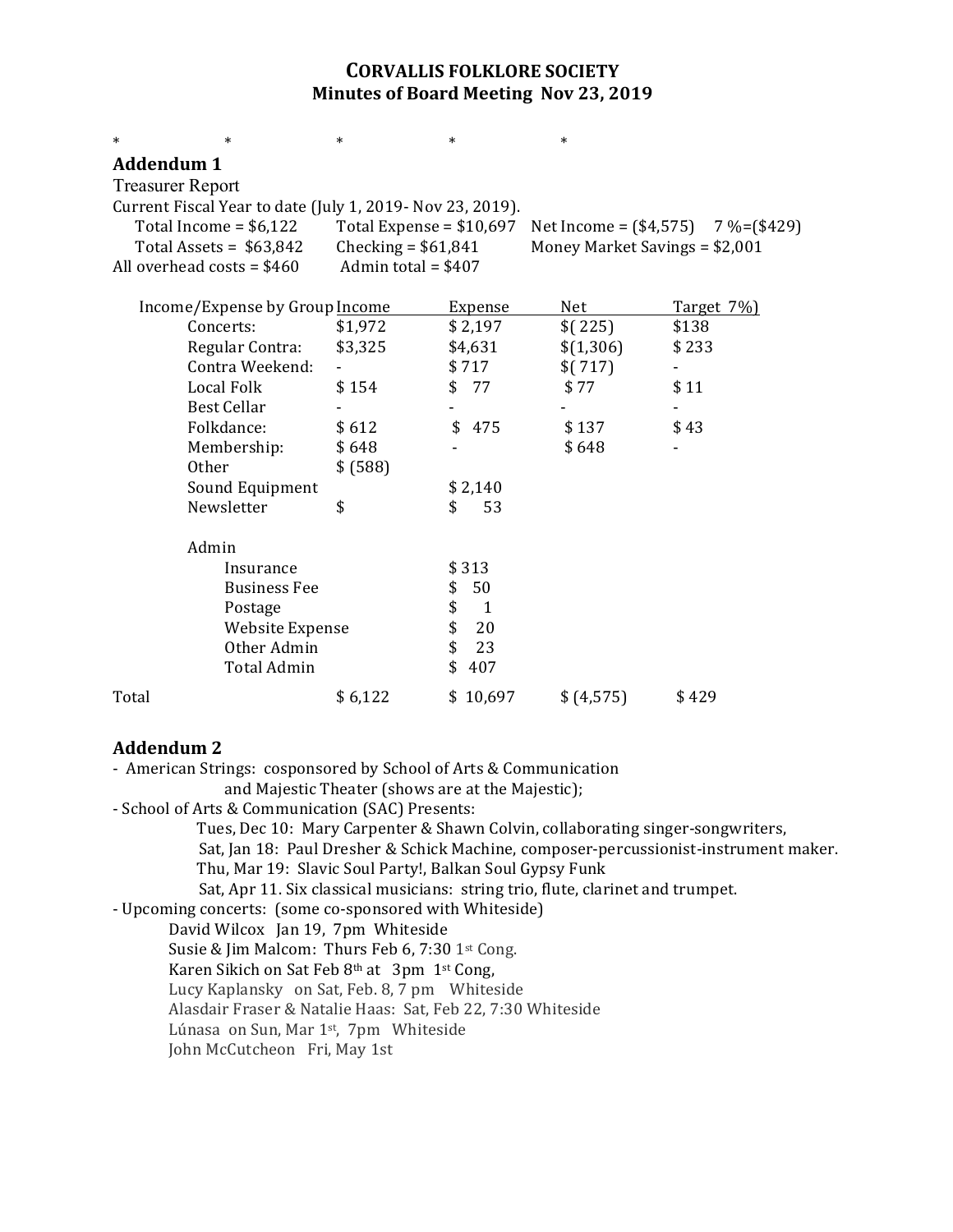# CORVALLIS FOLKLORE SOCIETY
## Minutes of Board Meeting Nov 23, 2019

* * * * *

### Addendum 1

Treasurer Report

Current Fiscal Year to date (July 1, 2019- Nov 23, 2019).

| | | | |
|---|---|---|---|
| Total Income = $6,122 | Total Expense = $10,697 | Net Income = ($4,575) | 7 %=($429) |
| Total Assets = $63,842 | Checking = $61,841 | Money Market Savings = $2,001 | |
| All overhead costs = $460 | Admin total = $407 | | |

| Income/Expense by Group | Income | Expense | Net | Target 7%) |
|---|---|---|---|---|
| Concerts: | $1,972 | $ 2,197 | $( 225) | $138 |
| Regular Contra: | $3,325 | $4,631 | $(1,306) | $ 233 |
| Contra Weekend: | - | $ 717 | $( 717) | - |
| Local Folk | $ 154 | $ 77 | $ 77 | $ 11 |
| Best Cellar | - | - | - | - |
| Folkdance: | $ 612 | $ 475 | $ 137 | $ 43 |
| Membership: | $ 648 | - | $ 648 | - |
| Other | $ (588) | | | |
| Sound Equipment | | $ 2,140 | | |
| Newsletter | $ | $ 53 | | |
| Admin | | | | |
| Insurance | | $ 313 | | |
| Business Fee | | $ 50 | | |
| Postage | | $ 1 | | |
| Website Expense | | $ 20 | | |
| Other Admin | | $ 23 | | |
| Total Admin | | $ 407 | | |
| Total | $ 6,122 | $ 10,697 | $ (4,575) | $ 429 |

### Addendum 2

- American Strings: cosponsored by School of Arts & Communication and Majestic Theater (shows are at the Majestic);
- School of Arts & Communication (SAC) Presents:
  - Tues, Dec 10: Mary Carpenter & Shawn Colvin, collaborating singer-songwriters,
  - Sat, Jan 18: Paul Dresher & Schick Machine, composer-percussionist-instrument maker.
  - Thu, Mar 19: Slavic Soul Party!, Balkan Soul Gypsy Funk
  - Sat, Apr 11. Six classical musicians: string trio, flute, clarinet and trumpet.
- Upcoming concerts: (some co-sponsored with Whiteside)
  - David Wilcox Jan 19, 7pm Whiteside
  - Susie & Jim Malcom: Thurs Feb 6, 7:30 1st Cong.
  - Karen Sikich on Sat Feb 8th at 3pm 1st Cong,
  - Lucy Kaplansky on Sat, Feb. 8, 7 pm Whiteside
  - Alasdair Fraser & Natalie Haas: Sat, Feb 22, 7:30 Whiteside
  - Lúnasa on Sun, Mar 1st, 7pm Whiteside
  - John McCutcheon Fri, May 1st